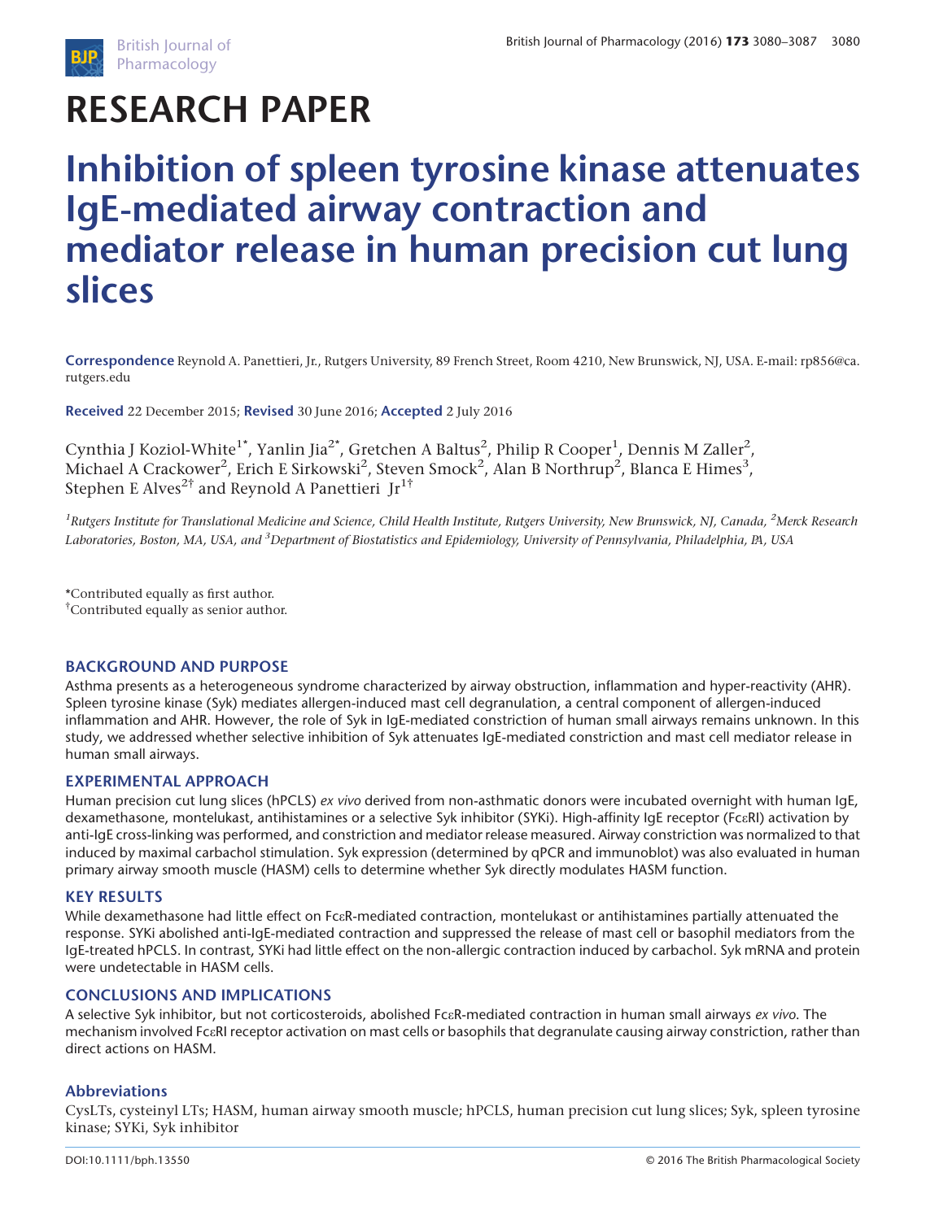# RESEARCH PAPER

# Inhibition of spleen tyrosine kinase attenuates IgE-mediated airway contraction and mediator release in human precision cut lung slices

**Correspondence** Reynold A. Panettieri, Jr., Rutgers University, 89 French Street, Room 4210, New Brunswick, NJ, USA. E-mail: rp856@ca.rutgers.edu

**Received** 22 December 2015; **Revised** 30 June 2016; **Accepted** 2 July 2016

Cynthia J Koziol-White[1*], Yanlin Jia[2*], Gretchen A Baltus[2], Philip R Cooper[1], Dennis M Zaller[2], Michael A Crackower[2], Erich E Sirkowski[2], Steven Smock[2], Alan B Northrup[2], Blanca E Himes[3], Stephen E Alves[2†] and Reynold A Panettieri Jr[1†]

*[1]Rutgers Institute for Translational Medicine and Science, Child Health Institute, Rutgers University, New Brunswick, NJ, Canada, [2]Merck Research Laboratories, Boston, MA, USA, and [3]Department of Biostatistics and Epidemiology, University of Pennsylvania, Philadelphia, PA, USA*

*Contributed equally as first author.
†Contributed equally as senior author.

### BACKGROUND AND PURPOSE

Asthma presents as a heterogeneous syndrome characterized by airway obstruction, inflammation and hyper-reactivity (AHR). Spleen tyrosine kinase (Syk) mediates allergen-induced mast cell degranulation, a central component of allergen-induced inflammation and AHR. However, the role of Syk in IgE-mediated constriction of human small airways remains unknown. In this study, we addressed whether selective inhibition of Syk attenuates IgE-mediated constriction and mast cell mediator release in human small airways.

### EXPERIMENTAL APPROACH

Human precision cut lung slices (hPCLS) *ex vivo* derived from non-asthmatic donors were incubated overnight with human IgE, dexamethasone, montelukast, antihistamines or a selective Syk inhibitor (SYKi). High-affinity IgE receptor (FcεRI) activation by anti-IgE cross-linking was performed, and constriction and mediator release measured. Airway constriction was normalized to that induced by maximal carbachol stimulation. Syk expression (determined by qPCR and immunoblot) was also evaluated in human primary airway smooth muscle (HASM) cells to determine whether Syk directly modulates HASM function.

### KEY RESULTS

While dexamethasone had little effect on FcεR-mediated contraction, montelukast or antihistamines partially attenuated the response. SYKi abolished anti-IgE-mediated contraction and suppressed the release of mast cell or basophil mediators from the IgE-treated hPCLS. In contrast, SYKi had little effect on the non-allergic contraction induced by carbachol. Syk mRNA and protein were undetectable in HASM cells.

### CONCLUSIONS AND IMPLICATIONS

A selective Syk inhibitor, but not corticosteroids, abolished FcεR-mediated contraction in human small airways *ex vivo*. The mechanism involved FcεRI receptor activation on mast cells or basophils that degranulate causing airway constriction, rather than direct actions on HASM.

### Abbreviations

CysLTs, cysteinyl LTs; HASM, human airway smooth muscle; hPCLS, human precision cut lung slices; Syk, spleen tyrosine kinase; SYKi, Syk inhibitor

DOI:10.1111/bph.13550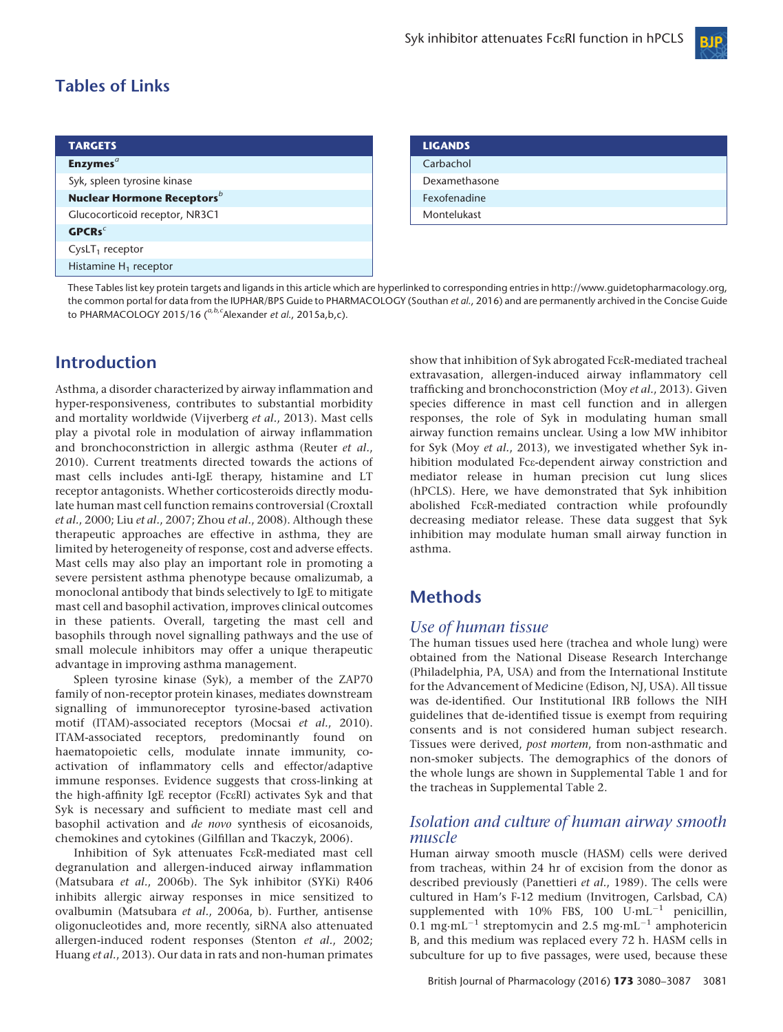## Tables of Links

| TARGETS |
| --- |
| **Enzymes**[a] |
| Syk, spleen tyrosine kinase |
| **Nuclear Hormone Receptors**[b] |
| Glucocorticoid receptor, NR3C1 |
| **GPCRs**[c] |
| $CysLT_1$ receptor |
| Histamine $H_1$ receptor |

| LIGANDS |
| --- |
| Carbachol |
| Dexamethasone |
| Fexofenadine |
| Montelukast |

These Tables list key protein targets and ligands in this article which are hyperlinked to corresponding entries in http://www.guidetopharmacology.org, the common portal for data from the IUPHAR/BPS Guide to PHARMACOLOGY (Southan *et al.*, 2016) and are permanently archived in the Concise Guide to PHARMACOLOGY 2015/16 ([a,b,c]Alexander *et al.*, 2015a,b,c).

## Introduction

Asthma, a disorder characterized by airway inflammation and hyper-responsiveness, contributes to substantial morbidity and mortality worldwide (Vijverberg *et al.*, 2013). Mast cells play a pivotal role in modulation of airway inflammation and bronchoconstriction in allergic asthma (Reuter *et al.*, 2010). Current treatments directed towards the actions of mast cells includes anti-IgE therapy, histamine and LT receptor antagonists. Whether corticosteroids directly modulate human mast cell function remains controversial (Croxtall *et al.*, 2000; Liu *et al.*, 2007; Zhou *et al.*, 2008). Although these therapeutic approaches are effective in asthma, they are limited by heterogeneity of response, cost and adverse effects. Mast cells may also play an important role in promoting a severe persistent asthma phenotype because omalizumab, a monoclonal antibody that binds selectively to IgE to mitigate mast cell and basophil activation, improves clinical outcomes in these patients. Overall, targeting the mast cell and basophils through novel signalling pathways and the use of small molecule inhibitors may offer a unique therapeutic advantage in improving asthma management.

Spleen tyrosine kinase (Syk), a member of the ZAP70 family of non-receptor protein kinases, mediates downstream signalling of immunoreceptor tyrosine-based activation motif (ITAM)-associated receptors (Mocsai *et al.*, 2010). ITAM-associated receptors, predominantly found on haematopoietic cells, modulate innate immunity, co-activation of inflammatory cells and effector/adaptive immune responses. Evidence suggests that cross-linking at the high-affinity IgE receptor (FcεRI) activates Syk and that Syk is necessary and sufficient to mediate mast cell and basophil activation and *de novo* synthesis of eicosanoids, chemokines and cytokines (Gilfillan and Tkaczyk, 2006).

Inhibition of Syk attenuates FcεR-mediated mast cell degranulation and allergen-induced airway inflammation (Matsubara *et al.*, 2006b). The Syk inhibitor (SYKi) R406 inhibits allergic airway responses in mice sensitized to ovalbumin (Matsubara *et al.*, 2006a, b). Further, antisense oligonucleotides and, more recently, siRNA also attenuated allergen-induced rodent responses (Stenton *et al.*, 2002; Huang *et al.*, 2013). Our data in rats and non-human primates show that inhibition of Syk abrogated FcεR-mediated tracheal extravasation, allergen-induced airway inflammatory cell trafficking and bronchoconstriction (Moy *et al.*, 2013). Given species difference in mast cell function and in allergen responses, the role of Syk in modulating human small airway function remains unclear. Using a low MW inhibitor for Syk (Moy *et al.*, 2013), we investigated whether Syk inhibition modulated Fcε-dependent airway constriction and mediator release in human precision cut lung slices (hPCLS). Here, we have demonstrated that Syk inhibition abolished FcεR-mediated contraction while profoundly decreasing mediator release. These data suggest that Syk inhibition may modulate human small airway function in asthma.

## Methods

### *Use of human tissue*

The human tissues used here (trachea and whole lung) were obtained from the National Disease Research Interchange (Philadelphia, PA, USA) and from the International Institute for the Advancement of Medicine (Edison, NJ, USA). All tissue was de-identified. Our Institutional IRB follows the NIH guidelines that de-identified tissue is exempt from requiring consents and is not considered human subject research. Tissues were derived, *post mortem*, from non-asthmatic and non-smoker subjects. The demographics of the donors of the whole lungs are shown in Supplemental Table 1 and for the tracheas in Supplemental Table 2.

### *Isolation and culture of human airway smooth muscle*

Human airway smooth muscle (HASM) cells were derived from tracheas, within 24 hr of excision from the donor as described previously (Panettieri *et al.*, 1989). The cells were cultured in Ham's F-12 medium (Invitrogen, Carlsbad, CA) supplemented with 10% FBS, 100 $U{\cdot}mL^{-1}$ penicillin, 0.1 $mg{\cdot}mL^{-1}$ streptomycin and 2.5 $mg{\cdot}mL^{-1}$ amphotericin B, and this medium was replaced every 72 h. HASM cells in subculture for up to five passages, were used, because these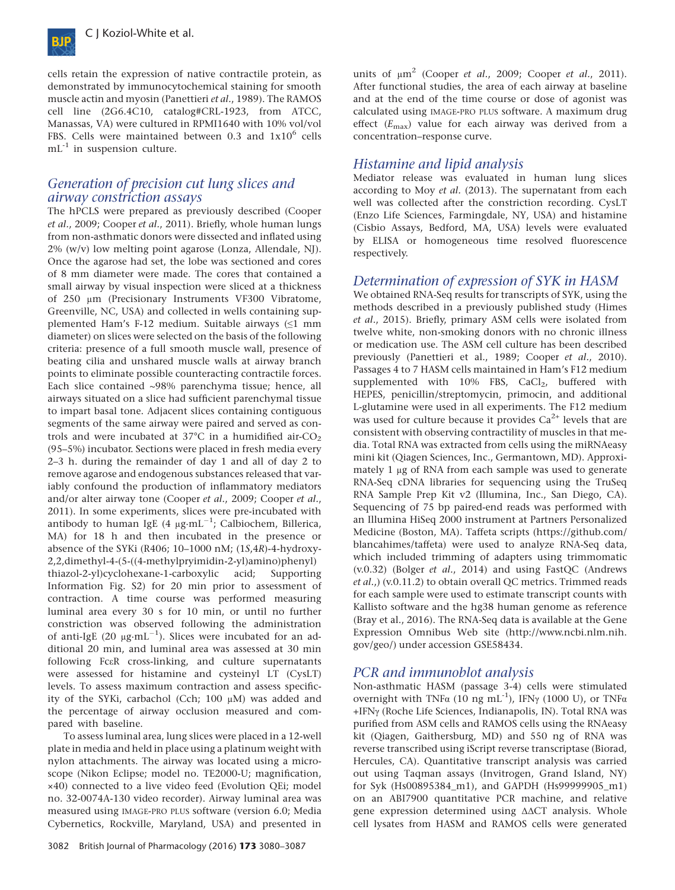cells retain the expression of native contractile protein, as demonstrated by immunocytochemical staining for smooth muscle actin and myosin (Panettieri *et al.*, 1989). The RAMOS cell line (2G6.4C10, catalog#CRL-1923, from ATCC, Manassas, VA) were cultured in RPMI1640 with 10% vol/vol FBS. Cells were maintained between 0.3 and 1x10$^6$ cells mL$^{-1}$ in suspension culture.

## Generation of precision cut lung slices and airway constriction assays

The hPCLS were prepared as previously described (Cooper *et al.*, 2009; Cooper *et al.*, 2011). Briefly, whole human lungs from non-asthmatic donors were dissected and inflated using 2% (w/v) low melting point agarose (Lonza, Allendale, NJ). Once the agarose had set, the lobe was sectioned and cores of 8 mm diameter were made. The cores that contained a small airway by visual inspection were sliced at a thickness of 250 μm (Precisionary Instruments VF300 Vibratome, Greenville, NC, USA) and collected in wells containing supplemented Ham's F-12 medium. Suitable airways (≤1 mm diameter) on slices were selected on the basis of the following criteria: presence of a full smooth muscle wall, presence of beating cilia and unshared muscle walls at airway branch points to eliminate possible counteracting contractile forces. Each slice contained ~98% parenchyma tissue; hence, all airways situated on a slice had sufficient parenchymal tissue to impart basal tone. Adjacent slices containing contiguous segments of the same airway were paired and served as controls and were incubated at 37°C in a humidified air-$CO_2$ (95–5%) incubator. Sections were placed in fresh media every 2–3 h. during the remainder of day 1 and all of day 2 to remove agarose and endogenous substances released that variably confound the production of inflammatory mediators and/or alter airway tone (Cooper *et al.*, 2009; Cooper *et al.*, 2011). In some experiments, slices were pre-incubated with antibody to human IgE (4 μg·mL$^{-1}$; Calbiochem, Billerica, MA) for 18 h and then incubated in the presence or absence of the SYKi (R406; 10–1000 nM; (1*S*,4*R*)-4-hydroxy-2,2,dimethyl-4-(5-((4-methylpryimidin-2-yl)amino)phenyl) thiazol-2-yl)cyclohexane-1-carboxylic acid; Supporting Information Fig. S2) for 20 min prior to assessment of contraction. A time course was performed measuring luminal area every 30 s for 10 min, or until no further constriction was observed following the administration of anti-IgE (20 μg·mL$^{-1}$). Slices were incubated for an additional 20 min, and luminal area was assessed at 30 min following FcεR cross-linking, and culture supernatants were assessed for histamine and cysteinyl LT (CysLT) levels. To assess maximum contraction and assess specificity of the SYKi, carbachol (Cch; 100 μM) was added and the percentage of airway occlusion measured and compared with baseline.

To assess luminal area, lung slices were placed in a 12-well plate in media and held in place using a platinum weight with nylon attachments. The airway was located using a microscope (Nikon Eclipse; model no. TE2000-U; magnification, ×40) connected to a live video feed (Evolution QEi; model no. 32-0074A-130 video recorder). Airway luminal area was measured using IMAGE-PRO PLUS software (version 6.0; Media Cybernetics, Rockville, Maryland, USA) and presented in units of μm$^2$ (Cooper *et al.*, 2009; Cooper *et al.*, 2011). After functional studies, the area of each airway at baseline and at the end of the time course or dose of agonist was calculated using IMAGE-PRO PLUS software. A maximum drug effect ($E_{max}$) value for each airway was derived from a concentration–response curve.

## Histamine and lipid analysis

Mediator release was evaluated in human lung slices according to Moy *et al.* (2013). The supernatant from each well was collected after the constriction recording. CysLT (Enzo Life Sciences, Farmingdale, NY, USA) and histamine (Cisbio Assays, Bedford, MA, USA) levels were evaluated by ELISA or homogeneous time resolved fluorescence respectively.

## Determination of expression of SYK in HASM

We obtained RNA-Seq results for transcripts of SYK, using the methods described in a previously published study (Himes *et al.*, 2015). Briefly, primary ASM cells were isolated from twelve white, non-smoking donors with no chronic illness or medication use. The ASM cell culture has been described previously (Panettieri et al., 1989; Cooper *et al.*, 2010). Passages 4 to 7 HASM cells maintained in Ham's F12 medium supplemented with 10% FBS, $CaCl_2$, buffered with HEPES, penicillin/streptomycin, primocin, and additional L-glutamine were used in all experiments. The F12 medium was used for culture because it provides $Ca^{2+}$ levels that are consistent with observing contractility of muscles in that media. Total RNA was extracted from cells using the miRNAeasy mini kit (Qiagen Sciences, Inc., Germantown, MD). Approximately 1 μg of RNA from each sample was used to generate RNA-Seq cDNA libraries for sequencing using the TruSeq RNA Sample Prep Kit v2 (Illumina, Inc., San Diego, CA). Sequencing of 75 bp paired-end reads was performed with an Illumina HiSeq 2000 instrument at Partners Personalized Medicine (Boston, MA). Taffeta scripts (https://github.com/blancahimes/taffeta) were used to analyze RNA-Seq data, which included trimming of adapters using trimmomatic (v.0.32) (Bolger *et al.*, 2014) and using FastQC (Andrews *et al.*,) (v.0.11.2) to obtain overall QC metrics. Trimmed reads for each sample were used to estimate transcript counts with Kallisto software and the hg38 human genome as reference (Bray et al., 2016). The RNA-Seq data is available at the Gene Expression Omnibus Web site (http://www.ncbi.nlm.nih.gov/geo/) under accession GSE58434.

## PCR and immunoblot analysis

Non-asthmatic HASM (passage 3-4) cells were stimulated overnight with TNFα (10 ng mL$^{-1}$), IFNγ (1000 U), or TNFα +IFNγ (Roche Life Sciences, Indianapolis, IN). Total RNA was purified from ASM cells and RAMOS cells using the RNAeasy kit (Qiagen, Gaithersburg, MD) and 550 ng of RNA was reverse transcribed using iScript reverse transcriptase (Biorad, Hercules, CA). Quantitative transcript analysis was carried out using Taqman assays (Invitrogen, Grand Island, NY) for Syk (Hs00895384_m1), and GAPDH (Hs99999905_m1) on an ABI7900 quantitative PCR machine, and relative gene expression determined using ΔΔCT analysis. Whole cell lysates from HASM and RAMOS cells were generated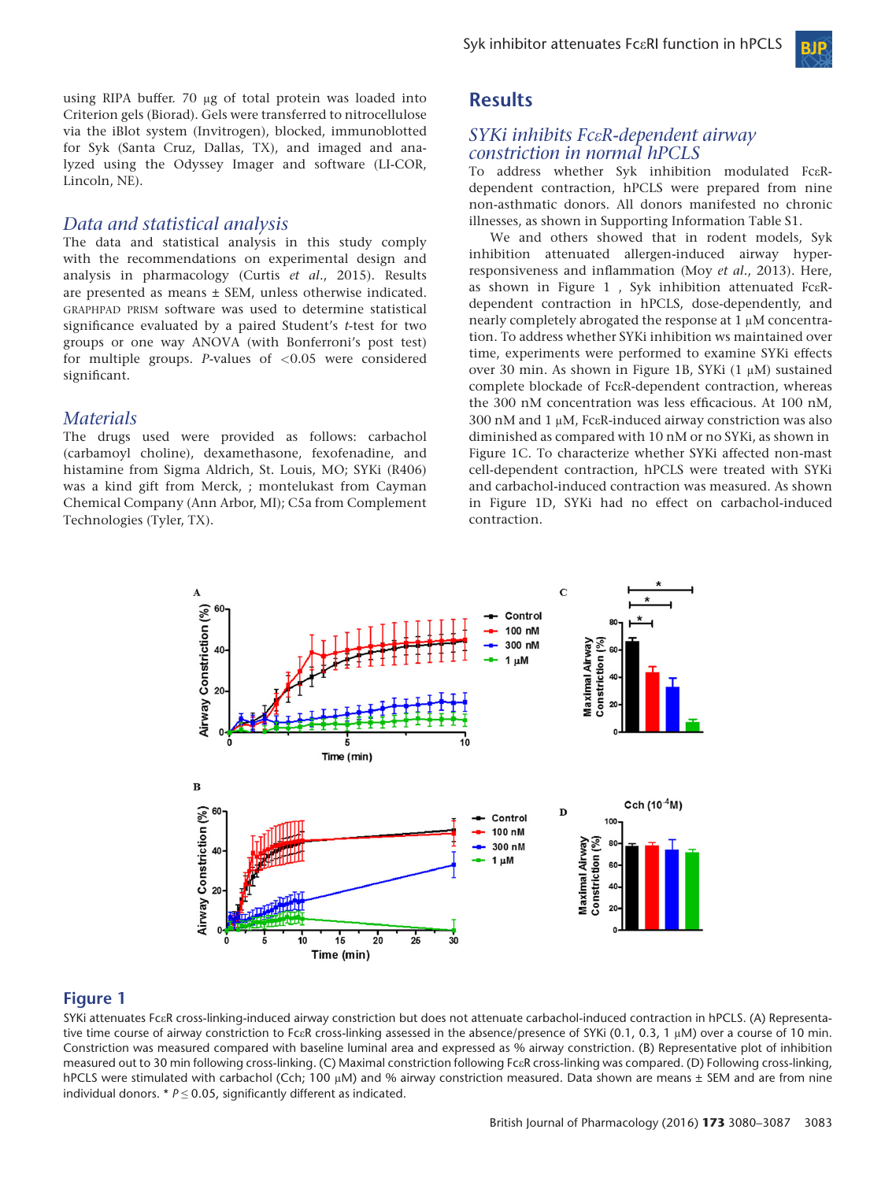using RIPA buffer. 70 μg of total protein was loaded into Criterion gels (Biorad). Gels were transferred to nitrocellulose via the iBlot system (Invitrogen), blocked, immunoblotted for Syk (Santa Cruz, Dallas, TX), and imaged and analyzed using the Odyssey Imager and software (LI-COR, Lincoln, NE).

### Data and statistical analysis

The data and statistical analysis in this study comply with the recommendations on experimental design and analysis in pharmacology (Curtis *et al.*, 2015). Results are presented as means ± SEM, unless otherwise indicated. GRAPHPAD PRISM software was used to determine statistical significance evaluated by a paired Student's *t*-test for two groups or one way ANOVA (with Bonferroni's post test) for multiple groups. *P*-values of <0.05 were considered significant.

### Materials

The drugs used were provided as follows: carbachol (carbamoyl choline), dexamethasone, fexofenadine, and histamine from Sigma Aldrich, St. Louis, MO; SYKi (R406) was a kind gift from Merck, ; montelukast from Cayman Chemical Company (Ann Arbor, MI); C5a from Complement Technologies (Tyler, TX).

## Results

### SYKi inhibits FcεR-dependent airway constriction in normal hPCLS

To address whether Syk inhibition modulated FcεR-dependent contraction, hPCLS were prepared from nine non-asthmatic donors. All donors manifested no chronic illnesses, as shown in Supporting Information Table S1.

We and others showed that in rodent models, Syk inhibition attenuated allergen-induced airway hyperresponsiveness and inflammation (Moy *et al.*, 2013). Here, as shown in Figure 1 , Syk inhibition attenuated FcεR-dependent contraction in hPCLS, dose-dependently, and nearly completely abrogated the response at 1 μM concentration. To address whether SYKi inhibition ws maintained over time, experiments were performed to examine SYKi effects over 30 min. As shown in Figure 1B, SYKi (1 μM) sustained complete blockade of FcεR-dependent contraction, whereas the 300 nM concentration was less efficacious. At 100 nM, 300 nM and 1 μM, FcεR-induced airway constriction was also diminished as compared with 10 nM or no SYKi, as shown in Figure 1C. To characterize whether SYKi affected non-mast cell-dependent contraction, hPCLS were treated with SYKi and carbachol-induced contraction was measured. As shown in Figure 1D, SYKi had no effect on carbachol-induced contraction.

**Figure 1**

SYKi attenuates FcεR cross-linking-induced airway constriction but does not attenuate carbachol-induced contraction in hPCLS. (A) Representative time course of airway constriction to FcεR cross-linking assessed in the absence/presence of SYKi (0.1, 0.3, 1 μM) over a course of 10 min. Constriction was measured compared with baseline luminal area and expressed as % airway constriction. (B) Representative plot of inhibition measured out to 30 min following cross-linking. (C) Maximal constriction following FcεR cross-linking was compared. (D) Following cross-linking, hPCLS were stimulated with carbachol (Cch; 100 μM) and % airway constriction measured. Data shown are means ± SEM and are from nine individual donors. * $P \leq 0.05$, significantly different as indicated.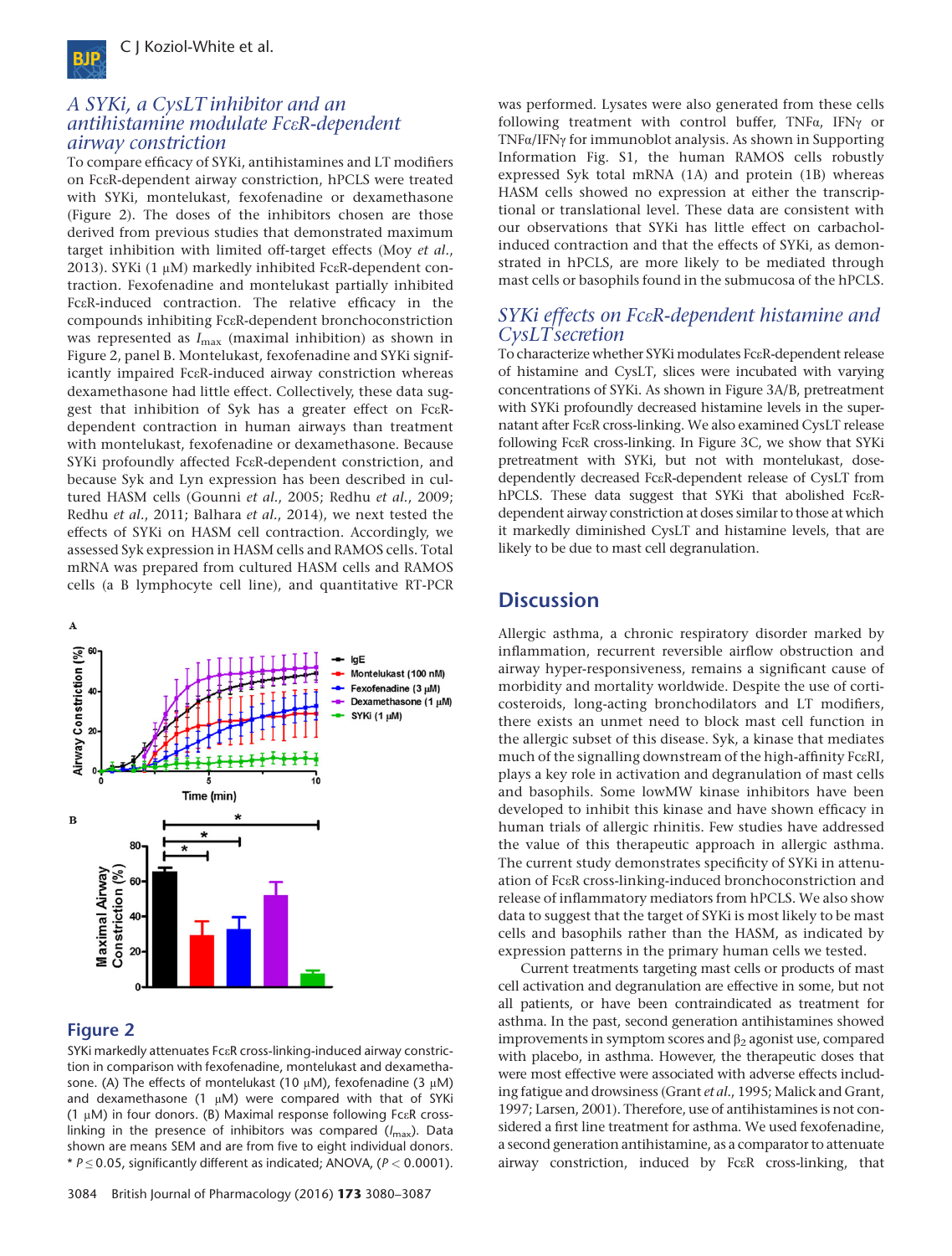### *A SYKi, a CysLT inhibitor and an antihistamine modulate FcεR-dependent airway constriction*

To compare efficacy of SYKi, antihistamines and LT modifiers on FcεR-dependent airway constriction, hPCLS were treated with SYKi, montelukast, fexofenadine or dexamethasone (Figure 2). The doses of the inhibitors chosen are those derived from previous studies that demonstrated maximum target inhibition with limited off-target effects (Moy *et al.*, 2013). SYKi (1 μM) markedly inhibited FcεR-dependent contraction. Fexofenadine and montelukast partially inhibited FcεR-induced contraction. The relative efficacy in the compounds inhibiting FcεR-dependent bronchoconstriction was represented as $I_{max}$ (maximal inhibition) as shown in Figure 2, panel B. Montelukast, fexofenadine and SYKi significantly impaired FcεR-induced airway constriction whereas dexamethasone had little effect. Collectively, these data suggest that inhibition of Syk has a greater effect on FcεR-dependent contraction in human airways than treatment with montelukast, fexofenadine or dexamethasone. Because SYKi profoundly affected FcεR-dependent constriction, and because Syk and Lyn expression has been described in cultured HASM cells (Gounni *et al.*, 2005; Redhu *et al.*, 2009; Redhu *et al.*, 2011; Balhara *et al.*, 2014), we next tested the effects of SYKi on HASM cell contraction. Accordingly, we assessed Syk expression in HASM cells and RAMOS cells. Total mRNA was prepared from cultured HASM cells and RAMOS cells (a B lymphocyte cell line), and quantitative RT-PCR was performed. Lysates were also generated from these cells following treatment with control buffer, TNFα, IFNγ or TNFα/IFNγ for immunoblot analysis. As shown in Supporting Information Fig. S1, the human RAMOS cells robustly expressed Syk total mRNA (1A) and protein (1B) whereas HASM cells showed no expression at either the transcriptional or translational level. These data are consistent with our observations that SYKi has little effect on carbachol-induced contraction and that the effects of SYKi, as demonstrated in hPCLS, are more likely to be mediated through mast cells or basophils found in the submucosa of the hPCLS.

**Figure 2**

SYKi markedly attenuates FcεR cross-linking-induced airway constriction in comparison with fexofenadine, montelukast and dexamethasone. (A) The effects of montelukast (10 μM), fexofenadine (3 μM) and dexamethasone (1 μM) were compared with that of SYKi (1 μM) in four donors. (B) Maximal response following FcεR cross-linking in the presence of inhibitors was compared ($I_{max}$). Data shown are means SEM and are from five to eight individual donors. * $P \leq 0.05$, significantly different as indicated; ANOVA, ($P < 0.0001$).

### *SYKi effects on FcεR-dependent histamine and CysLT secretion*

To characterize whether SYKi modulates FcεR-dependent release of histamine and CysLT, slices were incubated with varying concentrations of SYKi. As shown in Figure 3A/B, pretreatment with SYKi profoundly decreased histamine levels in the supernatant after FcεR cross-linking. We also examined CysLT release following FcεR cross-linking. In Figure 3C, we show that SYKi pretreatment with SYKi, but not with montelukast, dose-dependently decreased FcεR-dependent release of CysLT from hPCLS. These data suggest that SYKi that abolished FcεR-dependent airway constriction at doses similar to those at which it markedly diminished CysLT and histamine levels, that are likely to be due to mast cell degranulation.

## Discussion

Allergic asthma, a chronic respiratory disorder marked by inflammation, recurrent reversible airflow obstruction and airway hyper-responsiveness, remains a significant cause of morbidity and mortality worldwide. Despite the use of corticosteroids, long-acting bronchodilators and LT modifiers, there exists an unmet need to block mast cell function in the allergic subset of this disease. Syk, a kinase that mediates much of the signalling downstream of the high-affinity FcεRI, plays a key role in activation and degranulation of mast cells and basophils. Some lowMW kinase inhibitors have been developed to inhibit this kinase and have shown efficacy in human trials of allergic rhinitis. Few studies have addressed the value of this therapeutic approach in allergic asthma. The current study demonstrates specificity of SYKi in attenuation of FcεR cross-linking-induced bronchoconstriction and release of inflammatory mediators from hPCLS. We also show data to suggest that the target of SYKi is most likely to be mast cells and basophils rather than the HASM, as indicated by expression patterns in the primary human cells we tested.

Current treatments targeting mast cells or products of mast cell activation and degranulation are effective in some, but not all patients, or have been contraindicated as treatment for asthma. In the past, second generation antihistamines showed improvements in symptom scores and $\beta_2$ agonist use, compared with placebo, in asthma. However, the therapeutic doses that were most effective were associated with adverse effects including fatigue and drowsiness (Grant *et al.*, 1995; Malick and Grant, 1997; Larsen, 2001). Therefore, use of antihistamines is not considered a first line treatment for asthma. We used fexofenadine, a second generation antihistamine, as a comparator to attenuate airway constriction, induced by FcεR cross-linking, that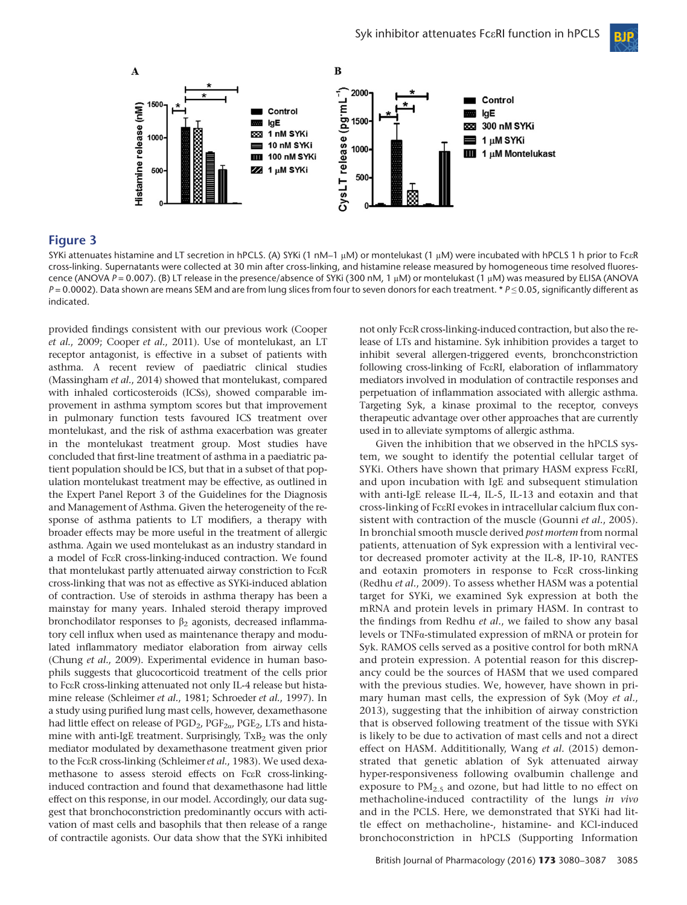**Figure 3**

SYKi attenuates histamine and LT secretion in hPCLS. (A) SYKi (1 nM–1 μM) or montelukast (1 μM) were incubated with hPCLS 1 h prior to FcεR cross-linking. Supernatants were collected at 30 min after cross-linking, and histamine release measured by homogeneous time resolved fluorescence (ANOVA $P = 0.007$). (B) LT release in the presence/absence of SYKi (300 nM, 1 μM) or montelukast (1 μM) was measured by ELISA (ANOVA $P = 0.0002$). Data shown are means SEM and are from lung slices from four to seven donors for each treatment. * $P \leq 0.05$, significantly different as indicated.

provided findings consistent with our previous work (Cooper *et al.*, 2009; Cooper *et al.*, 2011). Use of montelukast, an LT receptor antagonist, is effective in a subset of patients with asthma. A recent review of paediatric clinical studies (Massingham *et al.*, 2014) showed that montelukast, compared with inhaled corticosteroids (ICSs), showed comparable improvement in asthma symptom scores but that improvement in pulmonary function tests favoured ICS treatment over montelukast, and the risk of asthma exacerbation was greater in the montelukast treatment group. Most studies have concluded that first-line treatment of asthma in a paediatric patient population should be ICS, but that in a subset of that population montelukast treatment may be effective, as outlined in the Expert Panel Report 3 of the Guidelines for the Diagnosis and Management of Asthma. Given the heterogeneity of the response of asthma patients to LT modifiers, a therapy with broader effects may be more useful in the treatment of allergic asthma. Again we used montelukast as an industry standard in a model of FcεR cross-linking-induced contraction. We found that montelukast partly attenuated airway constriction to FcεR cross-linking that was not as effective as SYKi-induced ablation of contraction. Use of steroids in asthma therapy has been a mainstay for many years. Inhaled steroid therapy improved bronchodilator responses to $\beta_2$ agonists, decreased inflammatory cell influx when used as maintenance therapy and modulated inflammatory mediator elaboration from airway cells (Chung *et al.*, 2009). Experimental evidence in human basophils suggests that glucocorticoid treatment of the cells prior to FcεR cross-linking attenuated not only IL-4 release but histamine release (Schleimer *et al.*, 1981; Schroeder *et al.*, 1997). In a study using purified lung mast cells, however, dexamethasone had little effect on release of $PGD_2$, $PGF_{2\alpha}$, $PGE_2$, LTs and histamine with anti-IgE treatment. Surprisingly, $TxB_2$ was the only mediator modulated by dexamethasone treatment given prior to the FcεR cross-linking (Schleimer *et al.*, 1983). We used dexamethasone to assess steroid effects on FcεR cross-linking-induced contraction and found that dexamethasone had little effect on this response, in our model. Accordingly, our data suggest that bronchoconstriction predominantly occurs with activation of mast cells and basophils that then release of a range of contractile agonists. Our data show that the SYKi inhibited not only FcεR cross-linking-induced contraction, but also the release of LTs and histamine. Syk inhibition provides a target to inhibit several allergen-triggered events, bronchconstriction following cross-linking of FcεRI, elaboration of inflammatory mediators involved in modulation of contractile responses and perpetuation of inflammation associated with allergic asthma. Targeting Syk, a kinase proximal to the receptor, conveys therapeutic advantage over other approaches that are currently used in to alleviate symptoms of allergic asthma.

Given the inhibition that we observed in the hPCLS system, we sought to identify the potential cellular target of SYKi. Others have shown that primary HASM express FcεRI, and upon incubation with IgE and subsequent stimulation with anti-IgE release IL-4, IL-5, IL-13 and eotaxin and that cross-linking of FcεRI evokes in intracellular calcium flux consistent with contraction of the muscle (Gounni *et al.*, 2005). In bronchial smooth muscle derived *post mortem* from normal patients, attenuation of Syk expression with a lentiviral vector decreased promoter activity at the IL-8, IP-10, RANTES and eotaxin promoters in response to FcεR cross-linking (Redhu *et al.*, 2009). To assess whether HASM was a potential target for SYKi, we examined Syk expression at both the mRNA and protein levels in primary HASM. In contrast to the findings from Redhu *et al.*, we failed to show any basal levels or TNFα-stimulated expression of mRNA or protein for Syk. RAMOS cells served as a positive control for both mRNA and protein expression. A potential reason for this discrepancy could be the sources of HASM that we used compared with the previous studies. We, however, have shown in primary human mast cells, the expression of Syk (Moy *et al.*, 2013), suggesting that the inhibition of airway constriction that is observed following treatment of the tissue with SYKi is likely to be due to activation of mast cells and not a direct effect on HASM. Addititionally, Wang *et al.* (2015) demonstrated that genetic ablation of Syk attenuated airway hyper-responsiveness following ovalbumin challenge and exposure to $PM_{2.5}$ and ozone, but had little to no effect on methacholine-induced contractility of the lungs *in vivo* and in the PCLS. Here, we demonstrated that SYKi had little effect on methacholine-, histamine- and KCl-induced bronchoconstriction in hPCLS (Supporting Information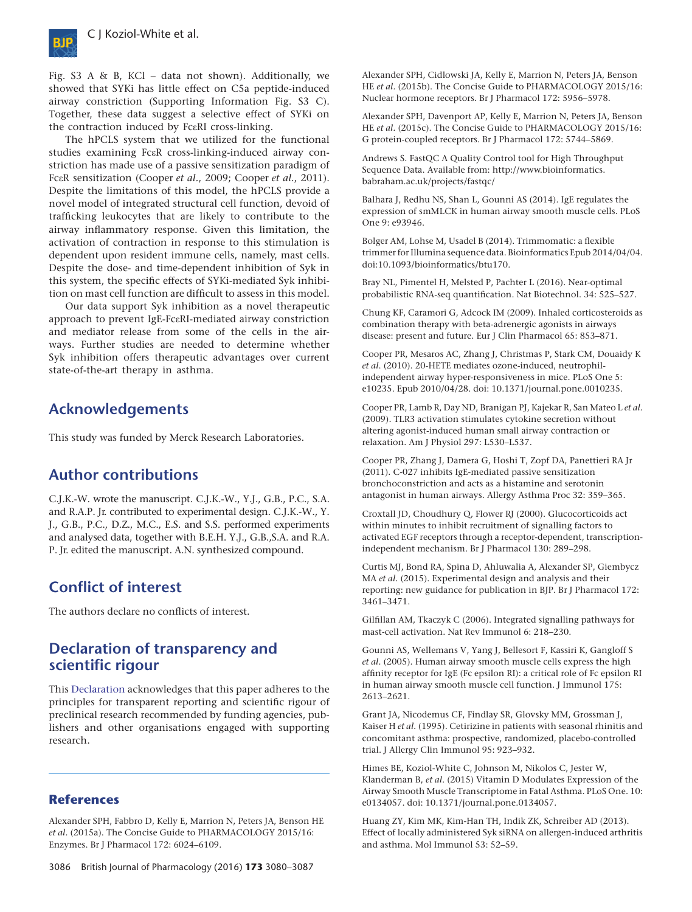Fig. S3 A & B, KCl – data not shown). Additionally, we showed that SYKi has little effect on C5a peptide-induced airway constriction (Supporting Information Fig. S3 C). Together, these data suggest a selective effect of SYKi on the contraction induced by FcεRI cross-linking.

The hPCLS system that we utilized for the functional studies examining FcεR cross-linking-induced airway constriction has made use of a passive sensitization paradigm of FcεR sensitization (Cooper *et al.*, 2009; Cooper *et al.*, 2011). Despite the limitations of this model, the hPCLS provide a novel model of integrated structural cell function, devoid of trafficking leukocytes that are likely to contribute to the airway inflammatory response. Given this limitation, the activation of contraction in response to this stimulation is dependent upon resident immune cells, namely, mast cells. Despite the dose- and time-dependent inhibition of Syk in this system, the specific effects of SYKi-mediated Syk inhibition on mast cell function are difficult to assess in this model.

Our data support Syk inhibition as a novel therapeutic approach to prevent IgE-FcεRI-mediated airway constriction and mediator release from some of the cells in the airways. Further studies are needed to determine whether Syk inhibition offers therapeutic advantages over current state-of-the-art therapy in asthma.

## Acknowledgements

This study was funded by Merck Research Laboratories.

## Author contributions

C.J.K.-W. wrote the manuscript. C.J.K.-W., Y.J., G.B., P.C., S.A. and R.A.P. Jr. contributed to experimental design. C.J.K.-W., Y. J., G.B., P.C., D.Z., M.C., E.S. and S.S. performed experiments and analysed data, together with B.E.H. Y.J., G.B.,S.A. and R.A. P. Jr. edited the manuscript. A.N. synthesized compound.

## Conflict of interest

The authors declare no conflicts of interest.

## Declaration of transparency and scientific rigour

This Declaration acknowledges that this paper adheres to the principles for transparent reporting and scientific rigour of preclinical research recommended by funding agencies, publishers and other organisations engaged with supporting research.

## References

Alexander SPH, Fabbro D, Kelly E, Marrion N, Peters JA, Benson HE *et al.* (2015a). The Concise Guide to PHARMACOLOGY 2015/16: Enzymes. Br J Pharmacol 172: 6024–6109.

Alexander SPH, Cidlowski JA, Kelly E, Marrion N, Peters JA, Benson HE *et al.* (2015b). The Concise Guide to PHARMACOLOGY 2015/16: Nuclear hormone receptors. Br J Pharmacol 172: 5956–5978.

Alexander SPH, Davenport AP, Kelly E, Marrion N, Peters JA, Benson HE *et al.* (2015c). The Concise Guide to PHARMACOLOGY 2015/16: G protein-coupled receptors. Br J Pharmacol 172: 5744–5869.

Andrews S. FastQC A Quality Control tool for High Throughput Sequence Data. Available from: http://www.bioinformatics.babraham.ac.uk/projects/fastqc/

Balhara J, Redhu NS, Shan L, Gounni AS (2014). IgE regulates the expression of smMLCK in human airway smooth muscle cells. PLoS One 9: e93946.

Bolger AM, Lohse M, Usadel B (2014). Trimmomatic: a flexible trimmer for Illumina sequence data. Bioinformatics Epub 2014/04/04. doi:10.1093/bioinformatics/btu170.

Bray NL, Pimentel H, Melsted P, Pachter L (2016). Near-optimal probabilistic RNA-seq quantification. Nat Biotechnol. 34: 525–527.

Chung KF, Caramori G, Adcock IM (2009). Inhaled corticosteroids as combination therapy with beta-adrenergic agonists in airways disease: present and future. Eur J Clin Pharmacol 65: 853–871.

Cooper PR, Mesaros AC, Zhang J, Christmas P, Stark CM, Douaidy K *et al.* (2010). 20-HETE mediates ozone-induced, neutrophil-independent airway hyper-responsiveness in mice. PLoS One 5: e10235. Epub 2010/04/28. doi: 10.1371/journal.pone.0010235.

Cooper PR, Lamb R, Day ND, Branigan PJ, Kajekar R, San Mateo L *et al.* (2009). TLR3 activation stimulates cytokine secretion without altering agonist-induced human small airway contraction or relaxation. Am J Physiol 297: L530–L537.

Cooper PR, Zhang J, Damera G, Hoshi T, Zopf DA, Panettieri RA Jr (2011). C-027 inhibits IgE-mediated passive sensitization bronchoconstriction and acts as a histamine and serotonin antagonist in human airways. Allergy Asthma Proc 32: 359–365.

Croxtall JD, Choudhury Q, Flower RJ (2000). Glucocorticoids act within minutes to inhibit recruitment of signalling factors to activated EGF receptors through a receptor-dependent, transcription-independent mechanism. Br J Pharmacol 130: 289–298.

Curtis MJ, Bond RA, Spina D, Ahluwalia A, Alexander SP, Giembycz MA *et al.* (2015). Experimental design and analysis and their reporting: new guidance for publication in BJP. Br J Pharmacol 172: 3461–3471.

Gilfillan AM, Tkaczyk C (2006). Integrated signalling pathways for mast-cell activation. Nat Rev Immunol 6: 218–230.

Gounni AS, Wellemans V, Yang J, Bellesort F, Kassiri K, Gangloff S *et al.* (2005). Human airway smooth muscle cells express the high affinity receptor for IgE (Fc epsilon RI): a critical role of Fc epsilon RI in human airway smooth muscle cell function. J Immunol 175: 2613–2621.

Grant JA, Nicodemus CF, Findlay SR, Glovsky MM, Grossman J, Kaiser H *et al.* (1995). Cetirizine in patients with seasonal rhinitis and concomitant asthma: prospective, randomized, placebo-controlled trial. J Allergy Clin Immunol 95: 923–932.

Himes BE, Koziol-White C, Johnson M, Nikolos C, Jester W, Klanderman B, *et al.* (2015) Vitamin D Modulates Expression of the Airway Smooth Muscle Transcriptome in Fatal Asthma. PLoS One. 10: e0134057. doi: 10.1371/journal.pone.0134057.

Huang ZY, Kim MK, Kim-Han TH, Indik ZK, Schreiber AD (2013). Effect of locally administered Syk siRNA on allergen-induced arthritis and asthma. Mol Immunol 53: 52–59.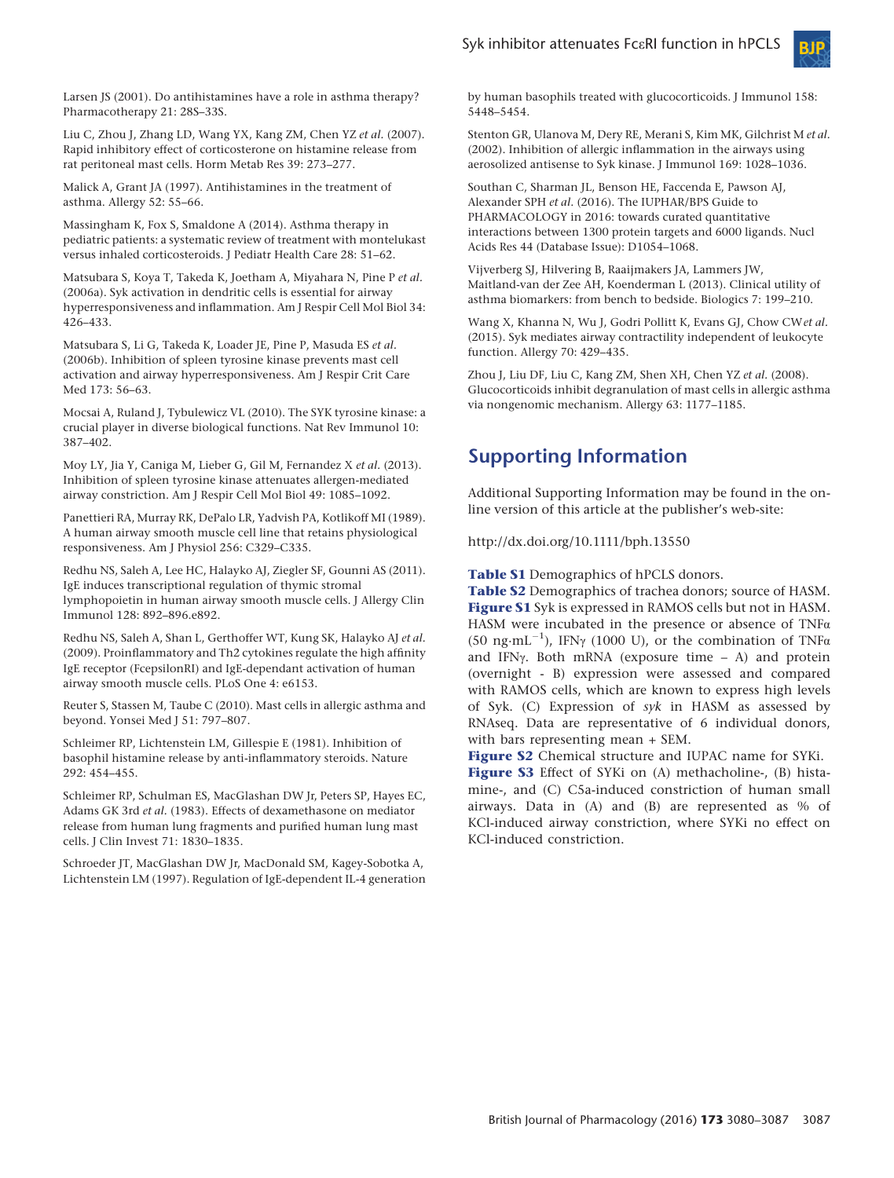Larsen JS (2001). Do antihistamines have a role in asthma therapy? Pharmacotherapy 21: 28S–33S.

Liu C, Zhou J, Zhang LD, Wang YX, Kang ZM, Chen YZ *et al.* (2007). Rapid inhibitory effect of corticosterone on histamine release from rat peritoneal mast cells. Horm Metab Res 39: 273–277.

Malick A, Grant JA (1997). Antihistamines in the treatment of asthma. Allergy 52: 55–66.

Massingham K, Fox S, Smaldone A (2014). Asthma therapy in pediatric patients: a systematic review of treatment with montelukast versus inhaled corticosteroids. J Pediatr Health Care 28: 51–62.

Matsubara S, Koya T, Takeda K, Joetham A, Miyahara N, Pine P *et al.* (2006a). Syk activation in dendritic cells is essential for airway hyperresponsiveness and inflammation. Am J Respir Cell Mol Biol 34: 426–433.

Matsubara S, Li G, Takeda K, Loader JE, Pine P, Masuda ES *et al.* (2006b). Inhibition of spleen tyrosine kinase prevents mast cell activation and airway hyperresponsiveness. Am J Respir Crit Care Med 173: 56–63.

Mocsai A, Ruland J, Tybulewicz VL (2010). The SYK tyrosine kinase: a crucial player in diverse biological functions. Nat Rev Immunol 10: 387–402.

Moy LY, Jia Y, Caniga M, Lieber G, Gil M, Fernandez X *et al.* (2013). Inhibition of spleen tyrosine kinase attenuates allergen-mediated airway constriction. Am J Respir Cell Mol Biol 49: 1085–1092.

Panettieri RA, Murray RK, DePalo LR, Yadvish PA, Kotlikoff MI (1989). A human airway smooth muscle cell line that retains physiological responsiveness. Am J Physiol 256: C329–C335.

Redhu NS, Saleh A, Lee HC, Halayko AJ, Ziegler SF, Gounni AS (2011). IgE induces transcriptional regulation of thymic stromal lymphopoietin in human airway smooth muscle cells. J Allergy Clin Immunol 128: 892–896.e892.

Redhu NS, Saleh A, Shan L, Gerthoffer WT, Kung SK, Halayko AJ *et al.* (2009). Proinflammatory and Th2 cytokines regulate the high affinity IgE receptor (FcepsilonRI) and IgE-dependant activation of human airway smooth muscle cells. PLoS One 4: e6153.

Reuter S, Stassen M, Taube C (2010). Mast cells in allergic asthma and beyond. Yonsei Med J 51: 797–807.

Schleimer RP, Lichtenstein LM, Gillespie E (1981). Inhibition of basophil histamine release by anti-inflammatory steroids. Nature 292: 454–455.

Schleimer RP, Schulman ES, MacGlashan DW Jr, Peters SP, Hayes EC, Adams GK 3rd *et al.* (1983). Effects of dexamethasone on mediator release from human lung fragments and purified human lung mast cells. J Clin Invest 71: 1830–1835.

Schroeder JT, MacGlashan DW Jr, MacDonald SM, Kagey-Sobotka A, Lichtenstein LM (1997). Regulation of IgE-dependent IL-4 generation by human basophils treated with glucocorticoids. J Immunol 158: 5448–5454.

Stenton GR, Ulanova M, Dery RE, Merani S, Kim MK, Gilchrist M *et al.* (2002). Inhibition of allergic inflammation in the airways using aerosolized antisense to Syk kinase. J Immunol 169: 1028–1036.

Southan C, Sharman JL, Benson HE, Faccenda E, Pawson AJ, Alexander SPH *et al.* (2016). The IUPHAR/BPS Guide to PHARMACOLOGY in 2016: towards curated quantitative interactions between 1300 protein targets and 6000 ligands. Nucl Acids Res 44 (Database Issue): D1054–1068.

Vijverberg SJ, Hilvering B, Raaijmakers JA, Lammers JW, Maitland-van der Zee AH, Koenderman L (2013). Clinical utility of asthma biomarkers: from bench to bedside. Biologics 7: 199–210.

Wang X, Khanna N, Wu J, Godri Pollitt K, Evans GJ, Chow CW *et al.* (2015). Syk mediates airway contractility independent of leukocyte function. Allergy 70: 429–435.

Zhou J, Liu DF, Liu C, Kang ZM, Shen XH, Chen YZ *et al.* (2008). Glucocorticoids inhibit degranulation of mast cells in allergic asthma via nongenomic mechanism. Allergy 63: 1177–1185.

## Supporting Information

Additional Supporting Information may be found in the online version of this article at the publisher's web-site:

http://dx.doi.org/10.1111/bph.13550

**Table S1** Demographics of hPCLS donors.

**Table S2** Demographics of trachea donors; source of HASM.

**Figure S1** Syk is expressed in RAMOS cells but not in HASM. HASM were incubated in the presence or absence of TNFα (50 ng·mL$^{-1}$), IFNγ (1000 U), or the combination of TNFα and IFNγ. Both mRNA (exposure time – A) and protein (overnight - B) expression were assessed and compared with RAMOS cells, which are known to express high levels of Syk. (C) Expression of *syk* in HASM as assessed by RNAseq. Data are representative of 6 individual donors, with bars representing mean + SEM.

**Figure S2** Chemical structure and IUPAC name for SYKi.

**Figure S3** Effect of SYKi on (A) methacholine-, (B) histamine-, and (C) C5a-induced constriction of human small airways. Data in (A) and (B) are represented as % of KCl-induced airway constriction, where SYKi no effect on KCl-induced constriction.